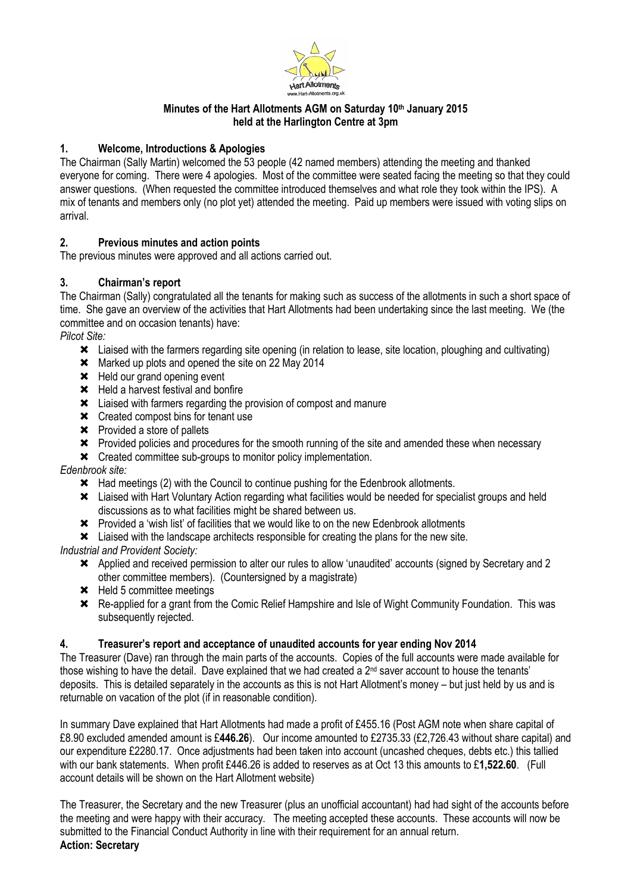**Minutes of the Hart Allotments AGM on Saturday 10th January 2015**
**held at the Harlington Centre at 3pm**

## 1. Welcome, Introductions & Apologies

The Chairman (Sally Martin) welcomed the 53 people (42 named members) attending the meeting and thanked everyone for coming. There were 4 apologies. Most of the committee were seated facing the meeting so that they could answer questions. (When requested the committee introduced themselves and what role they took within the IPS). A mix of tenants and members only (no plot yet) attended the meeting. Paid up members were issued with voting slips on arrival.

## 2. Previous minutes and action points

The previous minutes were approved and all actions carried out.

## 3. Chairman's report

The Chairman (Sally) congratulated all the tenants for making such as success of the allotments in such a short space of time. She gave an overview of the activities that Hart Allotments had been undertaking since the last meeting. We (the committee and on occasion tenants) have:

*Pilcot Site:*

- ✖ Liaised with the farmers regarding site opening (in relation to lease, site location, ploughing and cultivating)
- ✖ Marked up plots and opened the site on 22 May 2014
- ✖ Held our grand opening event
- ✖ Held a harvest festival and bonfire
- ✖ Liaised with farmers regarding the provision of compost and manure
- ✖ Created compost bins for tenant use
- ✖ Provided a store of pallets
- ✖ Provided policies and procedures for the smooth running of the site and amended these when necessary
- ✖ Created committee sub-groups to monitor policy implementation.

*Edenbrook site:*

- ✖ Had meetings (2) with the Council to continue pushing for the Edenbrook allotments.
- ✖ Liaised with Hart Voluntary Action regarding what facilities would be needed for specialist groups and held discussions as to what facilities might be shared between us.
- ✖ Provided a 'wish list' of facilities that we would like to on the new Edenbrook allotments
- ✖ Liaised with the landscape architects responsible for creating the plans for the new site.

*Industrial and Provident Society:*

- ✖ Applied and received permission to alter our rules to allow 'unaudited' accounts (signed by Secretary and 2 other committee members). (Countersigned by a magistrate)
- ✖ Held 5 committee meetings
- ✖ Re-applied for a grant from the Comic Relief Hampshire and Isle of Wight Community Foundation. This was subsequently rejected.

## 4. Treasurer's report and acceptance of unaudited accounts for year ending Nov 2014

The Treasurer (Dave) ran through the main parts of the accounts. Copies of the full accounts were made available for those wishing to have the detail. Dave explained that we had created a 2nd saver account to house the tenants' deposits. This is detailed separately in the accounts as this is not Hart Allotment's money – but just held by us and is returnable on vacation of the plot (if in reasonable condition).

In summary Dave explained that Hart Allotments had made a profit of £455.16 (Post AGM note when share capital of £8.90 excluded amended amount is £**446.26**). Our income amounted to £2735.33 (£2,726.43 without share capital) and our expenditure £2280.17. Once adjustments had been taken into account (uncashed cheques, debts etc.) this tallied with our bank statements. When profit £446.26 is added to reserves as at Oct 13 this amounts to £**1,522.60**. (Full account details will be shown on the Hart Allotment website)

The Treasurer, the Secretary and the new Treasurer (plus an unofficial accountant) had had sight of the accounts before the meeting and were happy with their accuracy. The meeting accepted these accounts. These accounts will now be submitted to the Financial Conduct Authority in line with their requirement for an annual return.

**Action: Secretary**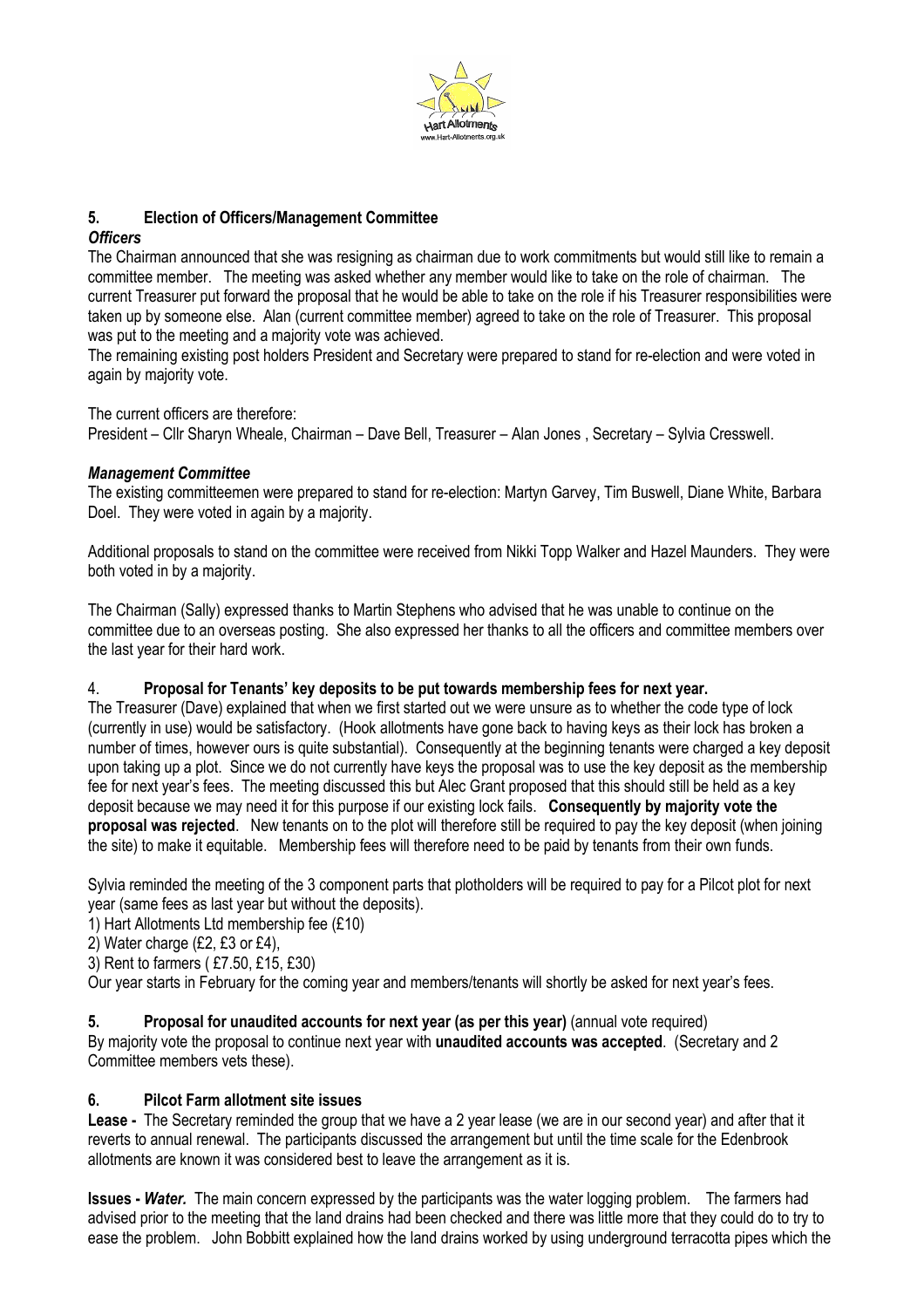## 5. Election of Officers/Management Committee

### *Officers*

The Chairman announced that she was resigning as chairman due to work commitments but would still like to remain a committee member. The meeting was asked whether any member would like to take on the role of chairman. The current Treasurer put forward the proposal that he would be able to take on the role if his Treasurer responsibilities were taken up by someone else. Alan (current committee member) agreed to take on the role of Treasurer. This proposal was put to the meeting and a majority vote was achieved.

The remaining existing post holders President and Secretary were prepared to stand for re-election and were voted in again by majority vote.

The current officers are therefore:

President – Cllr Sharyn Wheale, Chairman – Dave Bell, Treasurer – Alan Jones , Secretary – Sylvia Cresswell.

### *Management Committee*

The existing committeemen were prepared to stand for re-election: Martyn Garvey, Tim Buswell, Diane White, Barbara Doel. They were voted in again by a majority.

Additional proposals to stand on the committee were received from Nikki Topp Walker and Hazel Maunders. They were both voted in by a majority.

The Chairman (Sally) expressed thanks to Martin Stephens who advised that he was unable to continue on the committee due to an overseas posting. She also expressed her thanks to all the officers and committee members over the last year for their hard work.

## 4. Proposal for Tenants' key deposits to be put towards membership fees for next year.

The Treasurer (Dave) explained that when we first started out we were unsure as to whether the code type of lock (currently in use) would be satisfactory. (Hook allotments have gone back to having keys as their lock has broken a number of times, however ours is quite substantial). Consequently at the beginning tenants were charged a key deposit upon taking up a plot. Since we do not currently have keys the proposal was to use the key deposit as the membership fee for next year's fees. The meeting discussed this but Alec Grant proposed that this should still be held as a key deposit because we may need it for this purpose if our existing lock fails. **Consequently by majority vote the proposal was rejected**. New tenants on to the plot will therefore still be required to pay the key deposit (when joining the site) to make it equitable. Membership fees will therefore need to be paid by tenants from their own funds.

Sylvia reminded the meeting of the 3 component parts that plotholders will be required to pay for a Pilcot plot for next year (same fees as last year but without the deposits).

1) Hart Allotments Ltd membership fee (£10)
2) Water charge (£2, £3 or £4),
3) Rent to farmers ( £7.50, £15, £30)

Our year starts in February for the coming year and members/tenants will shortly be asked for next year's fees.

## 5. Proposal for unaudited accounts for next year (as per this year) (annual vote required)

By majority vote the proposal to continue next year with **unaudited accounts was accepted**. (Secretary and 2 Committee members vets these).

## 6. Pilcot Farm allotment site issues

**Lease -** The Secretary reminded the group that we have a 2 year lease (we are in our second year) and after that it reverts to annual renewal. The participants discussed the arrangement but until the time scale for the Edenbrook allotments are known it was considered best to leave the arrangement as it is.

**Issues -** ***Water.*** The main concern expressed by the participants was the water logging problem. The farmers had advised prior to the meeting that the land drains had been checked and there was little more that they could do to try to ease the problem. John Bobbitt explained how the land drains worked by using underground terracotta pipes which the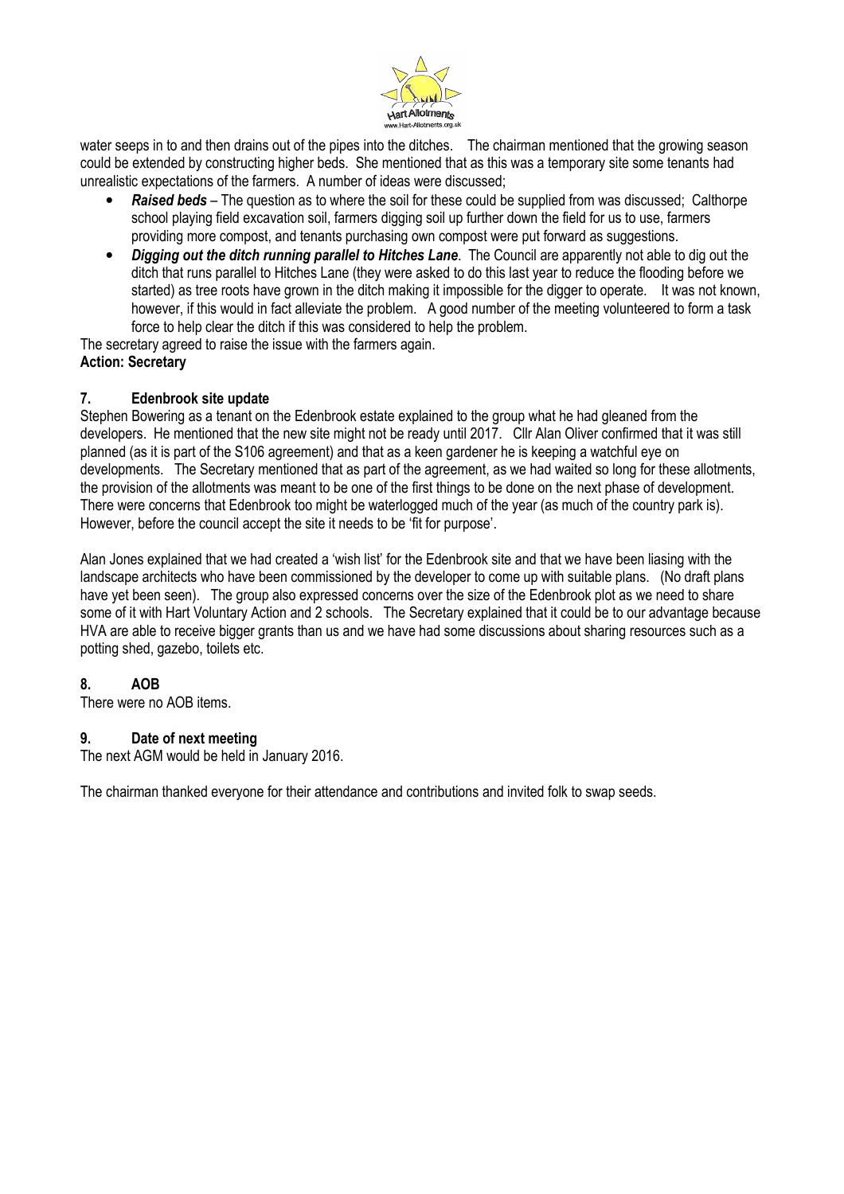water seeps in to and then drains out of the pipes into the ditches. The chairman mentioned that the growing season could be extended by constructing higher beds. She mentioned that as this was a temporary site some tenants had unrealistic expectations of the farmers. A number of ideas were discussed;

- ***Raised beds*** – The question as to where the soil for these could be supplied from was discussed; Calthorpe school playing field excavation soil, farmers digging soil up further down the field for us to use, farmers providing more compost, and tenants purchasing own compost were put forward as suggestions.
- ***Digging out the ditch running parallel to Hitches Lane***. The Council are apparently not able to dig out the ditch that runs parallel to Hitches Lane (they were asked to do this last year to reduce the flooding before we started) as tree roots have grown in the ditch making it impossible for the digger to operate. It was not known, however, if this would in fact alleviate the problem. A good number of the meeting volunteered to form a task force to help clear the ditch if this was considered to help the problem.

The secretary agreed to raise the issue with the farmers again.

**Action: Secretary**

### 7. Edenbrook site update

Stephen Bowering as a tenant on the Edenbrook estate explained to the group what he had gleaned from the developers. He mentioned that the new site might not be ready until 2017. Cllr Alan Oliver confirmed that it was still planned (as it is part of the S106 agreement) and that as a keen gardener he is keeping a watchful eye on developments. The Secretary mentioned that as part of the agreement, as we had waited so long for these allotments, the provision of the allotments was meant to be one of the first things to be done on the next phase of development. There were concerns that Edenbrook too might be waterlogged much of the year (as much of the country park is). However, before the council accept the site it needs to be 'fit for purpose'.

Alan Jones explained that we had created a 'wish list' for the Edenbrook site and that we have been liasing with the landscape architects who have been commissioned by the developer to come up with suitable plans. (No draft plans have yet been seen). The group also expressed concerns over the size of the Edenbrook plot as we need to share some of it with Hart Voluntary Action and 2 schools. The Secretary explained that it could be to our advantage because HVA are able to receive bigger grants than us and we have had some discussions about sharing resources such as a potting shed, gazebo, toilets etc.

### 8. AOB

There were no AOB items.

### 9. Date of next meeting

The next AGM would be held in January 2016.

The chairman thanked everyone for their attendance and contributions and invited folk to swap seeds.